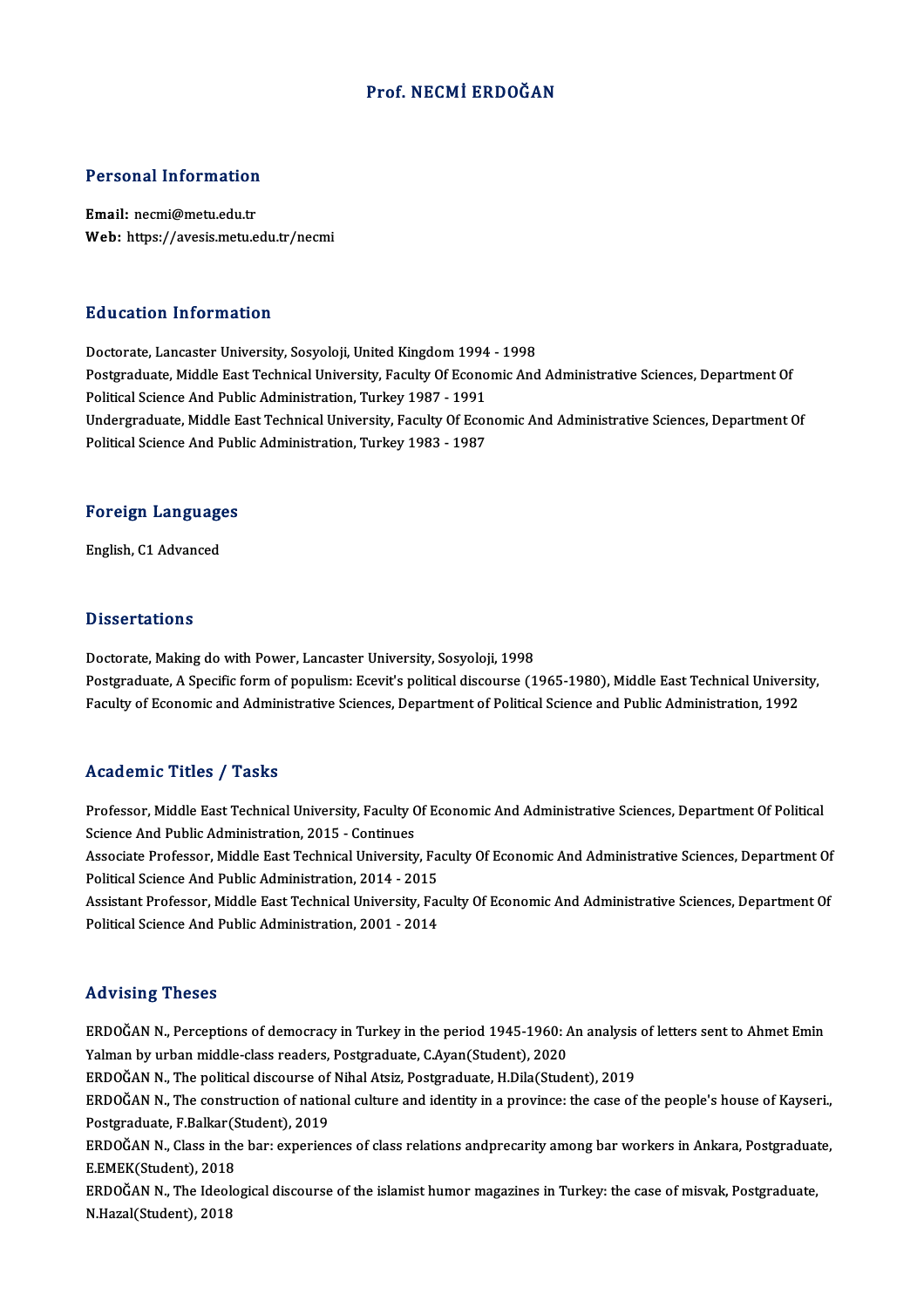# Prof. NECMİ ERDOĞAN

## Personal Information

**Email:** necmi@metu.edu.tr
**Web:** https://avesis.metu.edu.tr/necmi

## Education Information

Doctorate, Lancaster University, Sosyoloji, United Kingdom 1994 - 1998
Postgraduate, Middle East Technical University, Faculty Of Economic And Administrative Sciences, Department Of Political Science And Public Administration, Turkey 1987 - 1991
Undergraduate, Middle East Technical University, Faculty Of Economic And Administrative Sciences, Department Of Political Science And Public Administration, Turkey 1983 - 1987

## Foreign Languages

English, C1 Advanced

## Dissertations

Doctorate, Making do with Power, Lancaster University, Sosyoloji, 1998
Postgraduate, A Specific form of populism: Ecevit's political discourse (1965-1980), Middle East Technical University, Faculty of Economic and Administrative Sciences, Department of Political Science and Public Administration, 1992

## Academic Titles / Tasks

Professor, Middle East Technical University, Faculty Of Economic And Administrative Sciences, Department Of Political Science And Public Administration, 2015 - Continues
Associate Professor, Middle East Technical University, Faculty Of Economic And Administrative Sciences, Department Of Political Science And Public Administration, 2014 - 2015
Assistant Professor, Middle East Technical University, Faculty Of Economic And Administrative Sciences, Department Of Political Science And Public Administration, 2001 - 2014

## Advising Theses

ERDOĞAN N., Perceptions of democracy in Turkey in the period 1945-1960: An analysis of letters sent to Ahmet Emin Yalman by urban middle-class readers, Postgraduate, C.Ayan(Student), 2020
ERDOĞAN N., The political discourse of Nihal Atsiz, Postgraduate, H.Dila(Student), 2019
ERDOĞAN N., The construction of national culture and identity in a province: the case of the people's house of Kayseri., Postgraduate, F.Balkar(Student), 2019
ERDOĞAN N., Class in the bar: experiences of class relations andprecarity among bar workers in Ankara, Postgraduate, E.EMEK(Student), 2018
ERDOĞAN N., The Ideological discourse of the islamist humor magazines in Turkey: the case of misvak, Postgraduate, N.Hazal(Student), 2018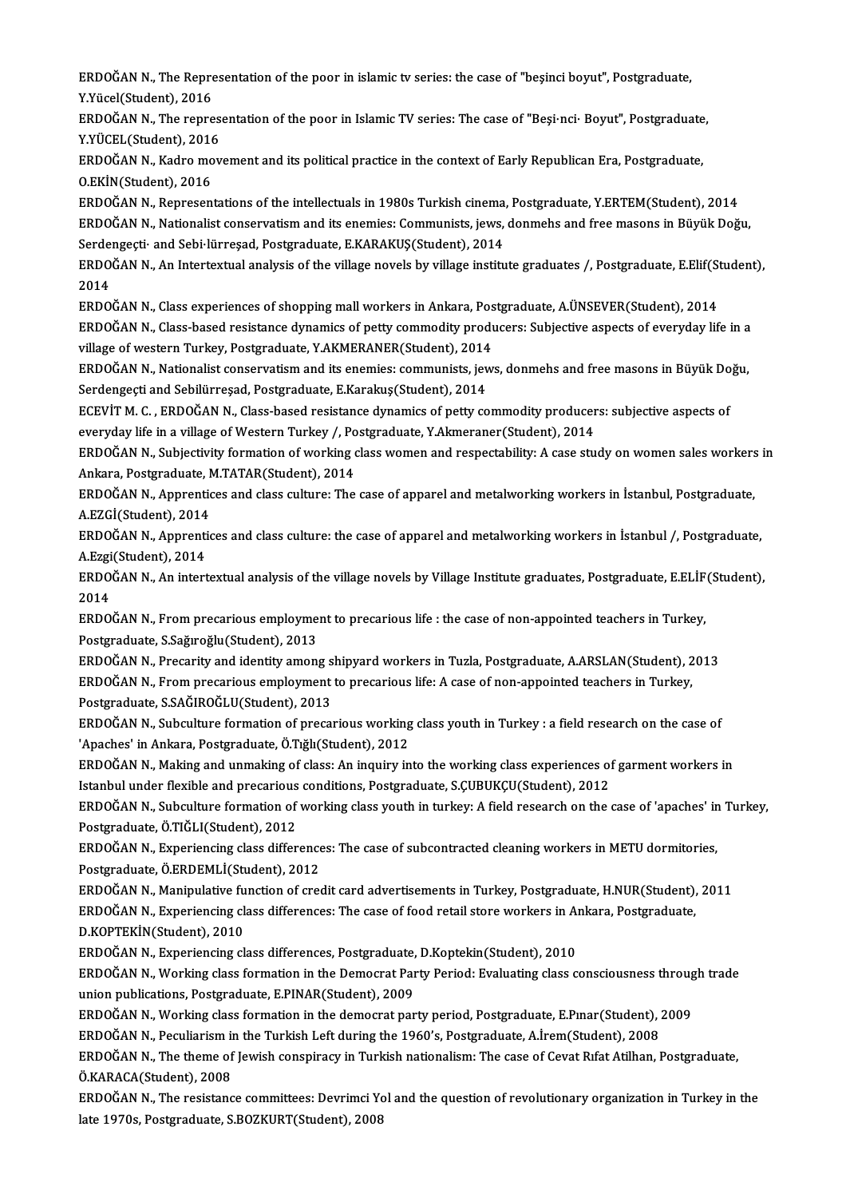ERDOĞAN N., The Representation of the poor in islamic tv series: the case of "beşinci boyut", Postgraduate, Y.Yücel(Student), 2016

ERDOĞAN N., The representation of the poor in Islamic TV series: The case of "Beşi·nci· Boyut", Postgraduate, Y.YÜCEL(Student), 2016

ERDOĞAN N., Kadro movement and its political practice in the context of Early Republican Era, Postgraduate, O.EKİN(Student), 2016

ERDOĞAN N., Representations of the intellectuals in 1980s Turkish cinema, Postgraduate, Y.ERTEM(Student), 2014

ERDOĞAN N., Nationalist conservatism and its enemies: Communists, jews, donmehs and free masons in Büyük Doğu, Serdengeçti· and Sebi·lürreşad, Postgraduate, E.KARAKUŞ(Student), 2014

ERDOĞAN N., An Intertextual analysis of the village novels by village institute graduates /, Postgraduate, E.Elif(Student), 2014

ERDOĞAN N., Class experiences of shopping mall workers in Ankara, Postgraduate, A.ÜNSEVER(Student), 2014

ERDOĞAN N., Class-based resistance dynamics of petty commodity producers: Subjective aspects of everyday life in a village of western Turkey, Postgraduate, Y.AKMERANER(Student), 2014

ERDOĞAN N., Nationalist conservatism and its enemies: communists, jews, donmehs and free masons in Büyük Doğu, Serdengeçti and Sebilürreşad, Postgraduate, E.Karakuş(Student), 2014

ECEVİT M. C. , ERDOĞAN N., Class-based resistance dynamics of petty commodity producers: subjective aspects of everyday life in a village of Western Turkey /, Postgraduate, Y.Akmeraner(Student), 2014

ERDOĞAN N., Subjectivity formation of working class women and respectability: A case study on women sales workers in Ankara, Postgraduate, M.TATAR(Student), 2014

ERDOĞAN N., Apprentices and class culture: The case of apparel and metalworking workers in İstanbul, Postgraduate, A.EZGİ(Student), 2014

ERDOĞAN N., Apprentices and class culture: the case of apparel and metalworking workers in İstanbul /, Postgraduate, A.Ezgi(Student), 2014

ERDOĞAN N., An intertextual analysis of the village novels by Village Institute graduates, Postgraduate, E.ELİF(Student), 2014

ERDOĞAN N., From precarious employment to precarious life : the case of non-appointed teachers in Turkey, Postgraduate, S.Sağıroğlu(Student), 2013

ERDOĞAN N., Precarity and identity among shipyard workers in Tuzla, Postgraduate, A.ARSLAN(Student), 2013

ERDOĞAN N., From precarious employment to precarious life: A case of non-appointed teachers in Turkey, Postgraduate, S.SAĞIROĞLU(Student), 2013

ERDOĞAN N., Subculture formation of precarious working class youth in Turkey : a field research on the case of 'Apaches' in Ankara, Postgraduate, Ö.Tığlı(Student), 2012

ERDOĞAN N., Making and unmaking of class: An inquiry into the working class experiences of garment workers in Istanbul under flexible and precarious conditions, Postgraduate, S.ÇUBUKÇU(Student), 2012

ERDOĞAN N., Subculture formation of working class youth in turkey: A field research on the case of 'apaches' in Turkey, Postgraduate, Ö.TIĞLI(Student), 2012

ERDOĞAN N., Experiencing class differences: The case of subcontracted cleaning workers in METU dormitories, Postgraduate, Ö.ERDEMLİ(Student), 2012

ERDOĞAN N., Manipulative function of credit card advertisements in Turkey, Postgraduate, H.NUR(Student), 2011

ERDOĞAN N., Experiencing class differences: The case of food retail store workers in Ankara, Postgraduate, D.KOPTEKİN(Student), 2010

ERDOĞAN N., Experiencing class differences, Postgraduate, D.Koptekin(Student), 2010

ERDOĞAN N., Working class formation in the Democrat Party Period: Evaluating class consciousness through trade union publications, Postgraduate, E.PINAR(Student), 2009

ERDOĞAN N., Working class formation in the democrat party period, Postgraduate, E.Pınar(Student), 2009

ERDOĞAN N., Peculiarism in the Turkish Left during the 1960's, Postgraduate, A.İrem(Student), 2008

ERDOĞAN N., The theme of Jewish conspiracy in Turkish nationalism: The case of Cevat Rıfat Atilhan, Postgraduate, Ö.KARACA(Student), 2008

ERDOĞAN N., The resistance committees: Devrimci Yol and the question of revolutionary organization in Turkey in the late 1970s, Postgraduate, S.BOZKURT(Student), 2008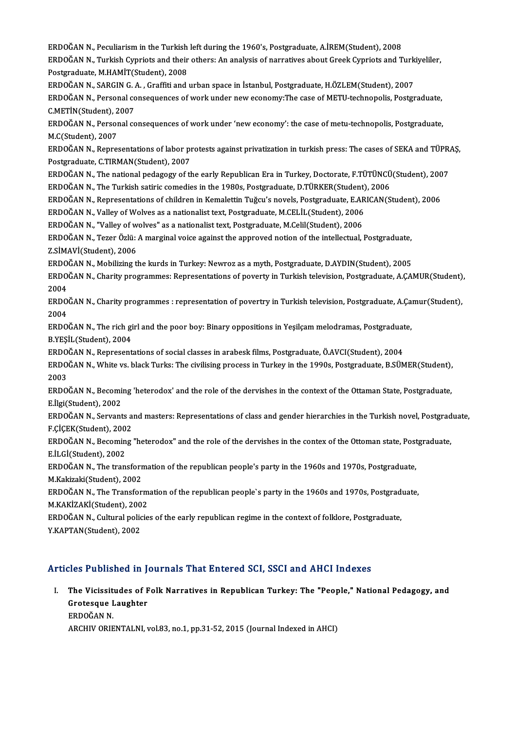ERDOĞAN N., Peculiarism in the Turkish left during the 1960's, Postgraduate, A.İREM(Student), 2008
ERDOĞAN N., Turkish Cypriots and their others: An analysis of narratives about Greek Cypriots and Turkiyeliler, Postgraduate, M.HAMİT(Student), 2008
ERDOĞAN N., SARGIN G. A. , Graffiti and urban space in İstanbul, Postgraduate, H.ÖZLEM(Student), 2007
ERDOĞAN N., Personal consequences of work under new economy:The case of METU-technopolis, Postgraduate, C.METİN(Student), 2007
ERDOĞAN N., Personal consequences of work under 'new economy': the case of metu-technopolis, Postgraduate, M.C(Student), 2007
ERDOĞAN N., Representations of labor protests against privatization in turkish press: The cases of SEKA and TÜPRAŞ, Postgraduate, C.TIRMAN(Student), 2007
ERDOĞAN N., The national pedagogy of the early Republican Era in Turkey, Doctorate, F.TÜTÜNCÜ(Student), 2007
ERDOĞAN N., The Turkish satiric comedies in the 1980s, Postgraduate, D.TÜRKER(Student), 2006
ERDOĞAN N., Representations of children in Kemalettin Tuğcu's novels, Postgraduate, E.ARICAN(Student), 2006
ERDOĞAN N., Valley of Wolves as a nationalist text, Postgraduate, M.CELİL(Student), 2006
ERDOĞAN N., "Valley of wolves" as a nationalist text, Postgraduate, M.Celil(Student), 2006
ERDOĞAN N., Tezer Özlü: A marginal voice against the approved notion of the intellectual, Postgraduate, Z.SİMAVİ(Student), 2006
ERDOĞAN N., Mobilizing the kurds in Turkey: Newroz as a myth, Postgraduate, D.AYDIN(Student), 2005
ERDOĞAN N., Charity programmes: Representations of poverty in Turkish television, Postgraduate, A.ÇAMUR(Student), 2004
ERDOĞAN N., Charity programmes : representation of povertry in Turkish television, Postgraduate, A.Çamur(Student), 2004
ERDOĞAN N., The rich girl and the poor boy: Binary oppositions in Yeşilçam melodramas, Postgraduate, B.YEŞİL(Student), 2004
ERDOĞAN N., Representations of social classes in arabesk films, Postgraduate, Ö.AVCI(Student), 2004
ERDOĞAN N., White vs. black Turks: The civilising process in Turkey in the 1990s, Postgraduate, B.SÜMER(Student), 2003
ERDOĞAN N., Becoming 'heterodox' and the role of the dervishes in the context of the Ottaman State, Postgraduate, E.İlgi(Student), 2002
ERDOĞAN N., Servants and masters: Representations of class and gender hierarchies in the Turkish novel, Postgraduate, F.ÇİÇEK(Student), 2002
ERDOĞAN N., Becoming "heterodox" and the role of the dervishes in the contex of the Ottoman state, Postgraduate, E.İLGİ(Student), 2002
ERDOĞAN N., The transformation of the republican people's party in the 1960s and 1970s, Postgraduate, M.Kakizaki(Student), 2002
ERDOĞAN N., The Transformation of the republican people`s party in the 1960s and 1970s, Postgraduate, M.KAKİZAKİ(Student), 2002
ERDOĞAN N., Cultural policies of the early republican regime in the context of folklore, Postgraduate, Y.KAPTAN(Student), 2002

## Articles Published in Journals That Entered SCI, SSCI and AHCI Indexes

I. **The Vicissitudes of Folk Narratives in Republican Turkey: The "People," National Pedagogy, and Grotesque Laughter**
ERDOĞAN N.
ARCHIV ORIENTALNI, vol.83, no.1, pp.31-52, 2015 (Journal Indexed in AHCI)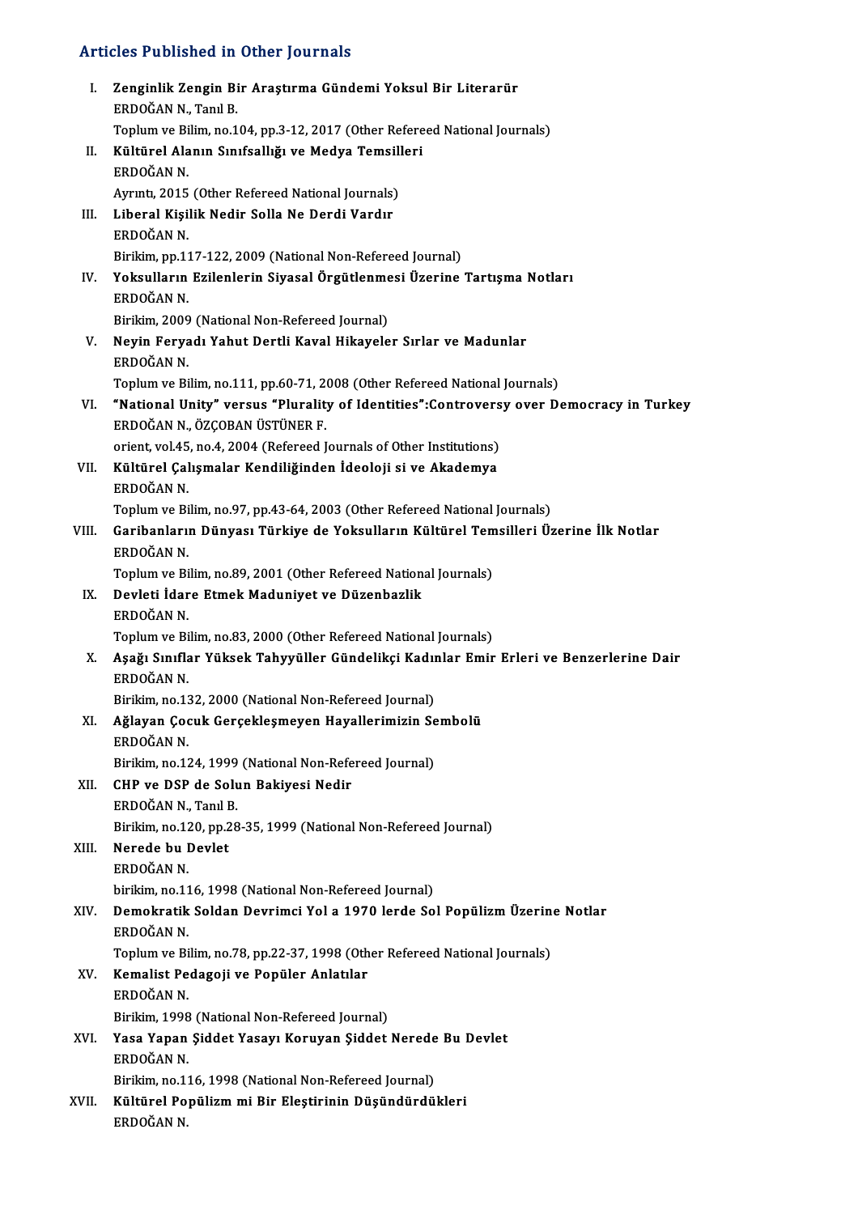## Articles Published in Other Journals

I. **Zenginlik Zengin Bir Araştırma Gündemi Yoksul Bir Literarür**
   ERDOĞAN N., Tanıl B.
   Toplum ve Bilim, no.104, pp.3-12, 2017 (Other Refereed National Journals)

II. **Kültürel Alanın Sınıfsallığı ve Medya Temsilleri**
   ERDOĞAN N.
   Ayrıntı, 2015 (Other Refereed National Journals)

III. **Liberal Kişilik Nedir Solla Ne Derdi Vardır**
   ERDOĞAN N.
   Birikim, pp.117-122, 2009 (National Non-Refereed Journal)

IV. **Yoksulların Ezilenlerin Siyasal Örgütlenmesi Üzerine Tartışma Notları**
   ERDOĞAN N.
   Birikim, 2009 (National Non-Refereed Journal)

V. **Neyin Feryadı Yahut Dertli Kaval Hikayeler Sırlar ve Madunlar**
   ERDOĞAN N.
   Toplum ve Bilim, no.111, pp.60-71, 2008 (Other Refereed National Journals)

VI. **"National Unity" versus "Plurality of Identities":Controversy over Democracy in Turkey**
   ERDOĞAN N., ÖZÇOBAN ÜSTÜNER F.
   orient, vol.45, no.4, 2004 (Refereed Journals of Other Institutions)

VII. **Kültürel Çalışmalar Kendiliğinden İdeoloji si ve Akademya**
   ERDOĞAN N.
   Toplum ve Bilim, no.97, pp.43-64, 2003 (Other Refereed National Journals)

VIII. **Garibanların Dünyası Türkiye de Yoksulların Kültürel Temsilleri Üzerine İlk Notlar**
   ERDOĞAN N.
   Toplum ve Bilim, no.89, 2001 (Other Refereed National Journals)

IX. **Devleti İdare Etmek Maduniyet ve Düzenbazlik**
   ERDOĞAN N.
   Toplum ve Bilim, no.83, 2000 (Other Refereed National Journals)

X. **Aşağı Sınıflar Yüksek Tahyyüller Gündelikçi Kadınlar Emir Erleri ve Benzerlerine Dair**
   ERDOĞAN N.
   Birikim, no.132, 2000 (National Non-Refereed Journal)

XI. **Ağlayan Çocuk Gerçekleşmeyen Hayallerimizin Sembolü**
   ERDOĞAN N.
   Birikim, no.124, 1999 (National Non-Refereed Journal)

XII. **CHP ve DSP de Solun Bakiyesi Nedir**
   ERDOĞAN N., Tanıl B.
   Birikim, no.120, pp.28-35, 1999 (National Non-Refereed Journal)

XIII. **Nerede bu Devlet**
   ERDOĞAN N.
   birikim, no.116, 1998 (National Non-Refereed Journal)

XIV. **Demokratik Soldan Devrimci Yol a 1970 lerde Sol Popülizm Üzerine Notlar**
   ERDOĞAN N.
   Toplum ve Bilim, no.78, pp.22-37, 1998 (Other Refereed National Journals)

XV. **Kemalist Pedagoji ve Popüler Anlatılar**
   ERDOĞAN N.
   Birikim, 1998 (National Non-Refereed Journal)

XVI. **Yasa Yapan Şiddet Yasayı Koruyan Şiddet Nerede Bu Devlet**
   ERDOĞAN N.
   Birikim, no.116, 1998 (National Non-Refereed Journal)

XVII. **Kültürel Popülizm mi Bir Eleştirinin Düşündürdükleri**
   ERDOĞAN N.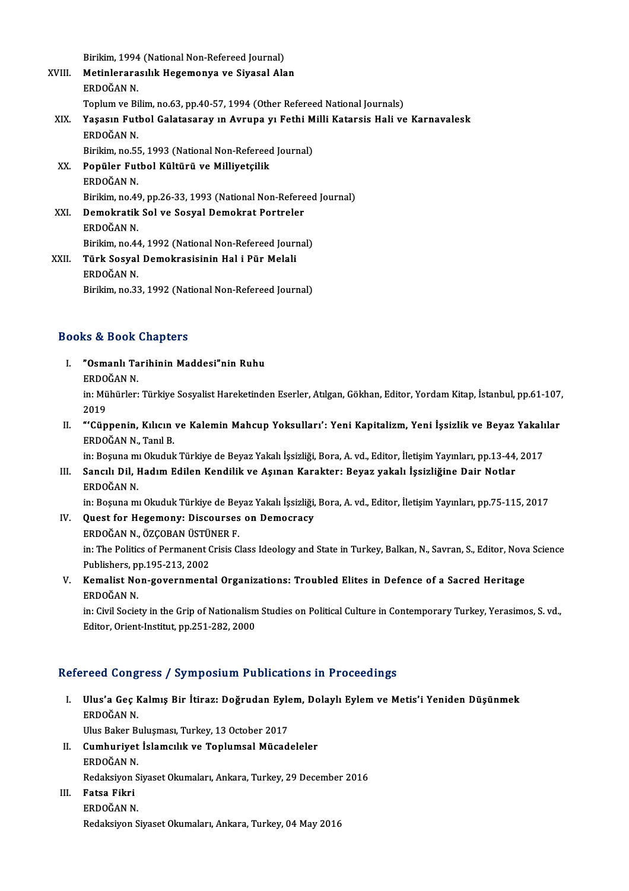Birikim, 1994 (National Non-Refereed Journal)

XVIII. **Metinlerarasılık Hegemonya ve Siyasal Alan**
ERDOĞAN N.
Toplum ve Bilim, no.63, pp.40-57, 1994 (Other Refereed National Journals)

XIX. **Yaşasın Futbol Galatasaray ın Avrupa yı Fethi Milli Katarsis Hali ve Karnavalesk**
ERDOĞAN N.
Birikim, no.55, 1993 (National Non-Refereed Journal)

XX. **Popüler Futbol Kültürü ve Milliyetçilik**
ERDOĞAN N.
Birikim, no.49, pp.26-33, 1993 (National Non-Refereed Journal)

XXI. **Demokratik Sol ve Sosyal Demokrat Portreler**
ERDOĞAN N.
Birikim, no.44, 1992 (National Non-Refereed Journal)

XXII. **Türk Sosyal Demokrasisinin Hal i Pür Melali**
ERDOĞAN N.
Birikim, no.33, 1992 (National Non-Refereed Journal)

## Books & Book Chapters

I. **"Osmanlı Tarihinin Maddesi"nin Ruhu**
ERDOĞAN N.
in: Mühürler: Türkiye Sosyalist Hareketinden Eserler, Atılgan, Gökhan, Editor, Yordam Kitap, İstanbul, pp.61-107, 2019

II. **"'Cüppenin, Kılıcın ve Kalemin Mahcup Yoksulları': Yeni Kapitalizm, Yeni İşsizlik ve Beyaz Yakalılar**
ERDOĞAN N., Tanıl B.
in: Boşuna mı Okuduk Türkiye de Beyaz Yakalı İşsizliği, Bora, A. vd., Editor, İletişim Yayınları, pp.13-44, 2017

III. **Sancılı Dil, Hadım Edilen Kendilik ve Aşınan Karakter: Beyaz yakalı İşsizliğine Dair Notlar**
ERDOĞAN N.
in: Boşuna mı Okuduk Türkiye de Beyaz Yakalı İşsizliği, Bora, A. vd., Editor, İletişim Yayınları, pp.75-115, 2017

IV. **Quest for Hegemony: Discourses on Democracy**
ERDOĞAN N., ÖZÇOBAN ÜSTÜNER F.
in: The Politics of Permanent Crisis Class Ideology and State in Turkey, Balkan, N., Savran, S., Editor, Nova Science Publishers, pp.195-213, 2002

V. **Kemalist Non-governmental Organizations: Troubled Elites in Defence of a Sacred Heritage**
ERDOĞAN N.
in: Civil Society in the Grip of Nationalism Studies on Political Culture in Contemporary Turkey, Yerasimos, S. vd., Editor, Orient-Institut, pp.251-282, 2000

## Refereed Congress / Symposium Publications in Proceedings

I. **Ulus'a Geç Kalmış Bir İtiraz: Doğrudan Eylem, Dolaylı Eylem ve Metis'i Yeniden Düşünmek**
ERDOĞAN N.
Ulus Baker Buluşması, Turkey, 13 October 2017

II. **Cumhuriyet İslamcılık ve Toplumsal Mücadeleler**
ERDOĞAN N.
Redaksiyon Siyaset Okumaları, Ankara, Turkey, 29 December 2016

III. **Fatsa Fikri**
ERDOĞAN N.
Redaksiyon Siyaset Okumaları, Ankara, Turkey, 04 May 2016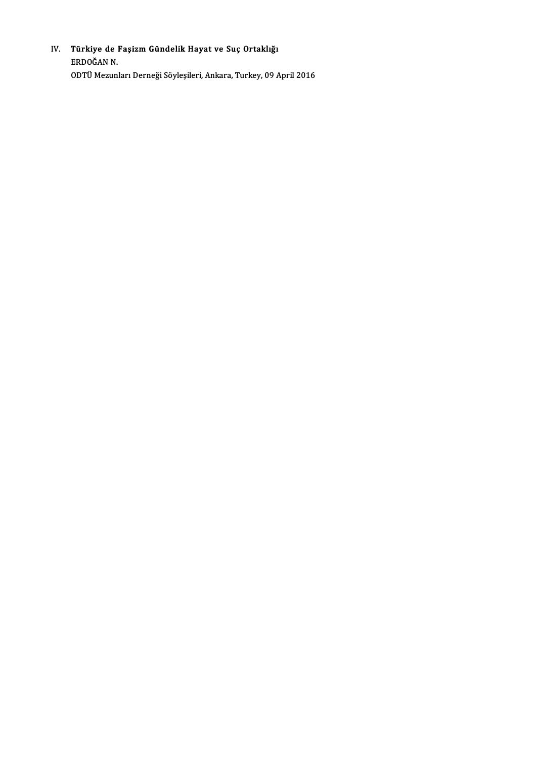IV. **Türkiye de Faşizm Gündelik Hayat ve Suç Ortaklığı**
ERDOĞAN N.
ODTÜ Mezunları Derneği Söyleşileri, Ankara, Turkey, 09 April 2016